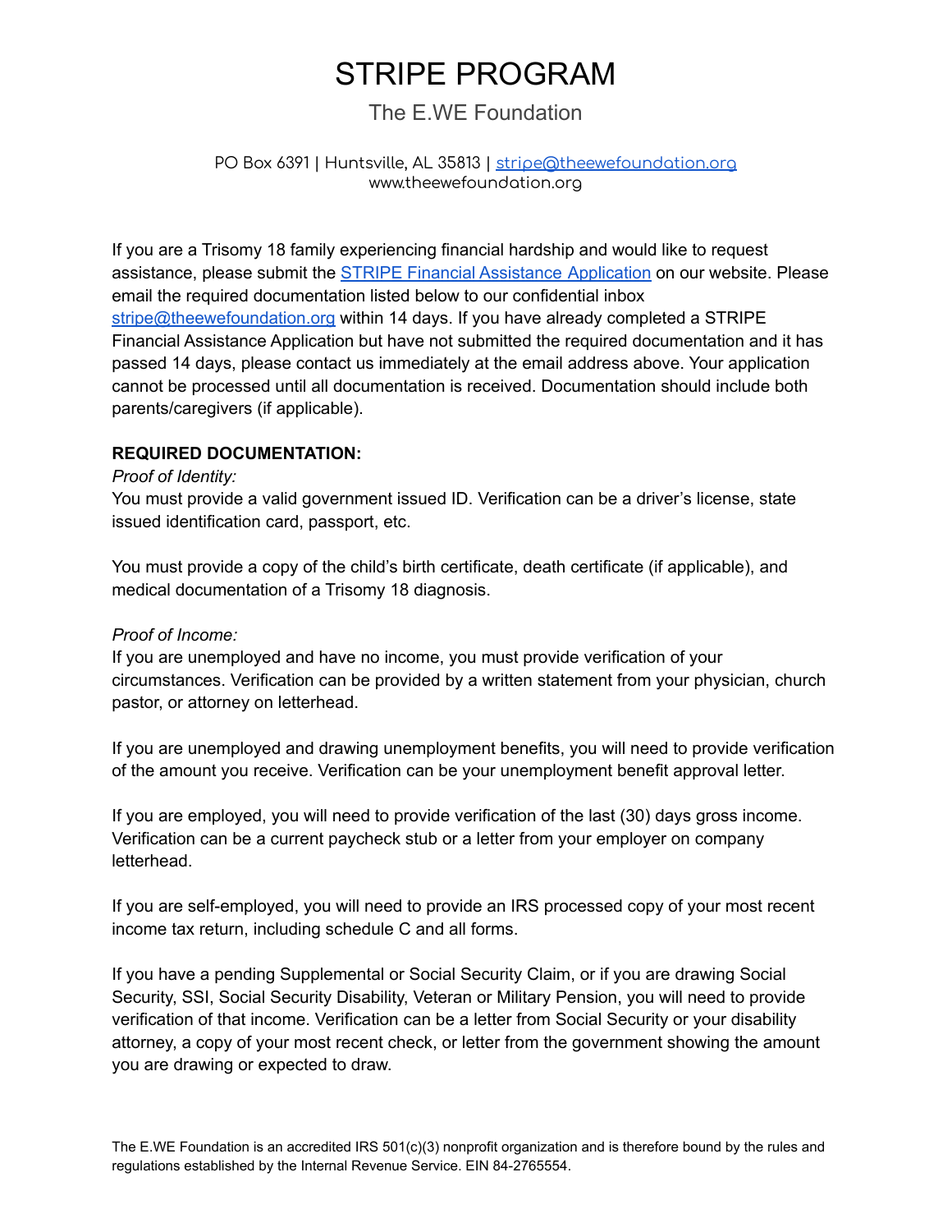# STRIPE PROGRAM

## The E.WE Foundation

PO Box 6391 | Huntsville, AL 35813 | stripe@theewefoundation.org
www.theewefoundation.org

If you are a Trisomy 18 family experiencing financial hardship and would like to request assistance, please submit the STRIPE Financial Assistance Application on our website. Please email the required documentation listed below to our confidential inbox stripe@theewefoundation.org within 14 days. If you have already completed a STRIPE Financial Assistance Application but have not submitted the required documentation and it has passed 14 days, please contact us immediately at the email address above. Your application cannot be processed until all documentation is received. Documentation should include both parents/caregivers (if applicable).

**REQUIRED DOCUMENTATION:**

*Proof of Identity:*
You must provide a valid government issued ID. Verification can be a driver's license, state issued identification card, passport, etc.

You must provide a copy of the child's birth certificate, death certificate (if applicable), and medical documentation of a Trisomy 18 diagnosis.

*Proof of Income:*
If you are unemployed and have no income, you must provide verification of your circumstances. Verification can be provided by a written statement from your physician, church pastor, or attorney on letterhead.

If you are unemployed and drawing unemployment benefits, you will need to provide verification of the amount you receive. Verification can be your unemployment benefit approval letter.

If you are employed, you will need to provide verification of the last (30) days gross income. Verification can be a current paycheck stub or a letter from your employer on company letterhead.

If you are self-employed, you will need to provide an IRS processed copy of your most recent income tax return, including schedule C and all forms.

If you have a pending Supplemental or Social Security Claim, or if you are drawing Social Security, SSI, Social Security Disability, Veteran or Military Pension, you will need to provide verification of that income. Verification can be a letter from Social Security or your disability attorney, a copy of your most recent check, or letter from the government showing the amount you are drawing or expected to draw.

The E.WE Foundation is an accredited IRS 501(c)(3) nonprofit organization and is therefore bound by the rules and regulations established by the Internal Revenue Service. EIN 84-2765554.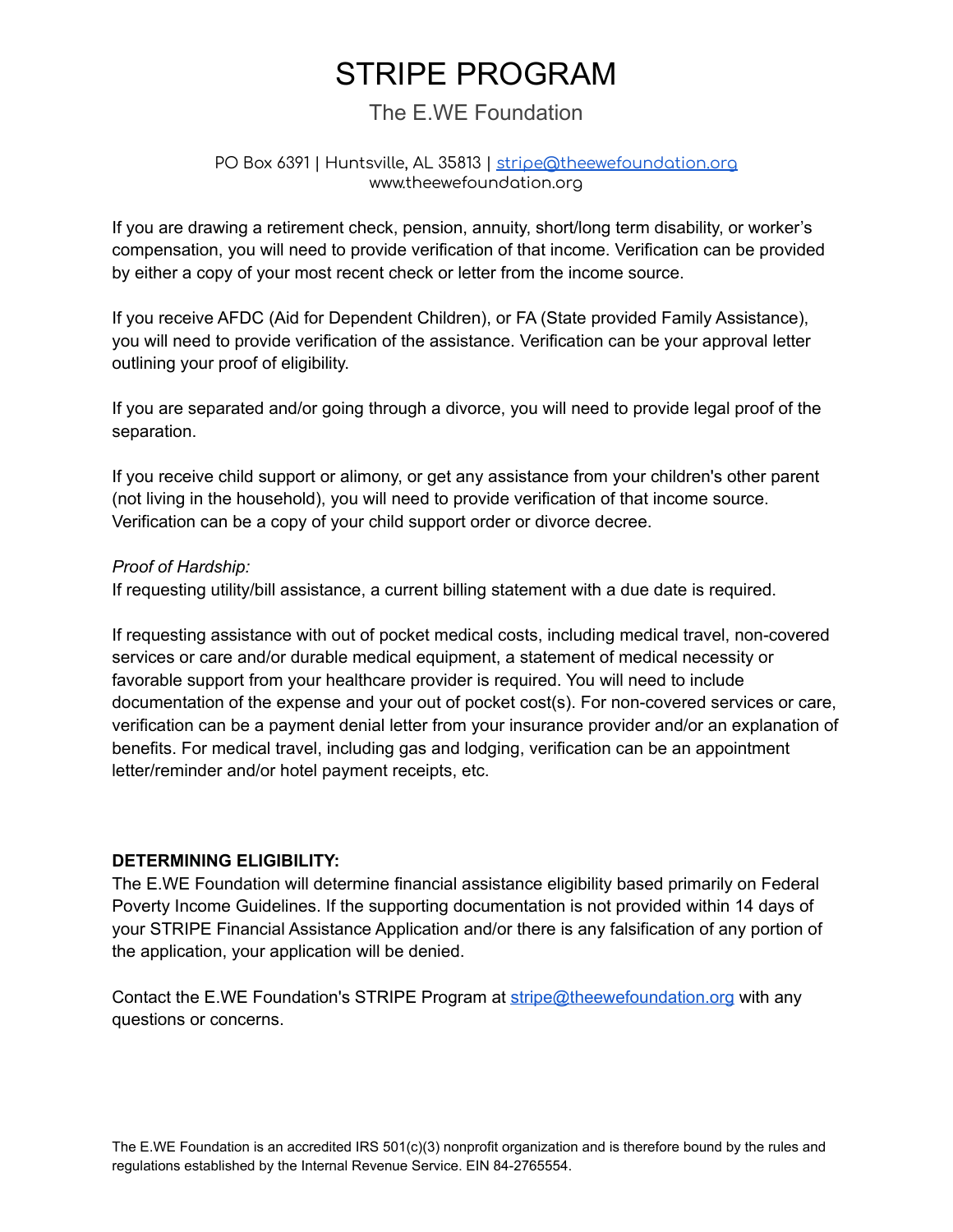# STRIPE PROGRAM

## The E.WE Foundation

PO Box 6391 | Huntsville, AL 35813 | stripe@theewefoundation.org
www.theewefoundation.org

If you are drawing a retirement check, pension, annuity, short/long term disability, or worker's compensation, you will need to provide verification of that income. Verification can be provided by either a copy of your most recent check or letter from the income source.

If you receive AFDC (Aid for Dependent Children), or FA (State provided Family Assistance), you will need to provide verification of the assistance. Verification can be your approval letter outlining your proof of eligibility.

If you are separated and/or going through a divorce, you will need to provide legal proof of the separation.

If you receive child support or alimony, or get any assistance from your children's other parent (not living in the household), you will need to provide verification of that income source. Verification can be a copy of your child support order or divorce decree.

*Proof of Hardship:*
If requesting utility/bill assistance, a current billing statement with a due date is required.

If requesting assistance with out of pocket medical costs, including medical travel, non-covered services or care and/or durable medical equipment, a statement of medical necessity or favorable support from your healthcare provider is required. You will need to include documentation of the expense and your out of pocket cost(s). For non-covered services or care, verification can be a payment denial letter from your insurance provider and/or an explanation of benefits. For medical travel, including gas and lodging, verification can be an appointment letter/reminder and/or hotel payment receipts, etc.

**DETERMINING ELIGIBILITY:**
The E.WE Foundation will determine financial assistance eligibility based primarily on Federal Poverty Income Guidelines. If the supporting documentation is not provided within 14 days of your STRIPE Financial Assistance Application and/or there is any falsification of any portion of the application, your application will be denied.

Contact the E.WE Foundation's STRIPE Program at stripe@theewefoundation.org with any questions or concerns.

The E.WE Foundation is an accredited IRS 501(c)(3) nonprofit organization and is therefore bound by the rules and regulations established by the Internal Revenue Service. EIN 84-2765554.